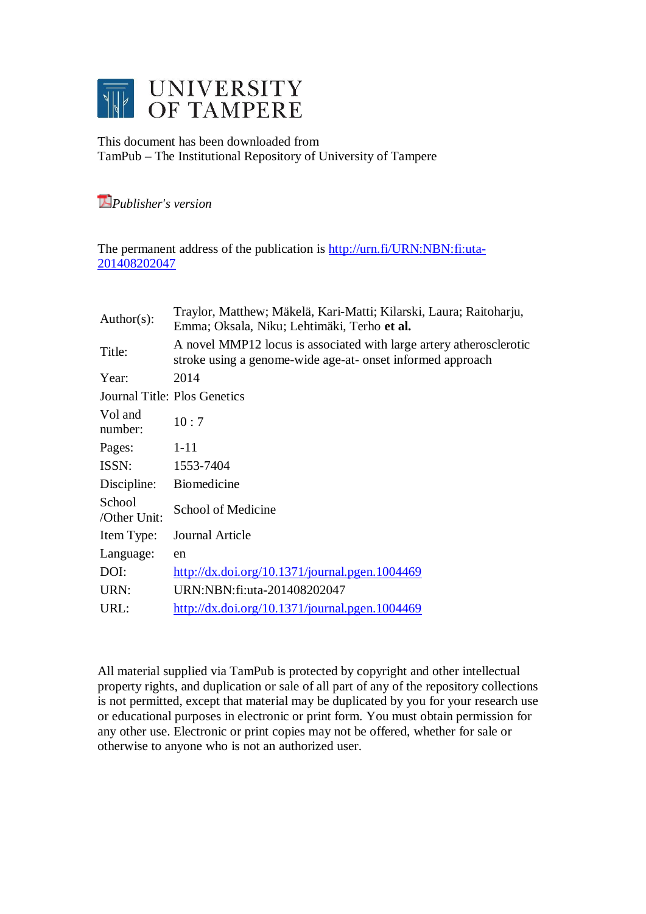# UNIVERSITY OF TAMPERE

This document has been downloaded from
TamPub – The Institutional Repository of University of Tampere

*Publisher's version*

The permanent address of the publication is http://urn.fi/URN:NBN:fi:uta-201408202047

| | |
|---|---|
| Author(s): | Traylor, Matthew; Mäkelä, Kari-Matti; Kilarski, Laura; Raitoharju, Emma; Oksala, Niku; Lehtimäki, Terho **et al.** |
| Title: | A novel MMP12 locus is associated with large artery atherosclerotic stroke using a genome-wide age-at- onset informed approach |
| Year: | 2014 |
| Journal Title: | Plos Genetics |
| Vol and number: | 10 : 7 |
| Pages: | 1-11 |
| ISSN: | 1553-7404 |
| Discipline: | Biomedicine |
| School /Other Unit: | School of Medicine |
| Item Type: | Journal Article |
| Language: | en |
| DOI: | http://dx.doi.org/10.1371/journal.pgen.1004469 |
| URN: | URN:NBN:fi:uta-201408202047 |
| URL: | http://dx.doi.org/10.1371/journal.pgen.1004469 |

All material supplied via TamPub is protected by copyright and other intellectual property rights, and duplication or sale of all part of any of the repository collections is not permitted, except that material may be duplicated by you for your research use or educational purposes in electronic or print form. You must obtain permission for any other use. Electronic or print copies may not be offered, whether for sale or otherwise to anyone who is not an authorized user.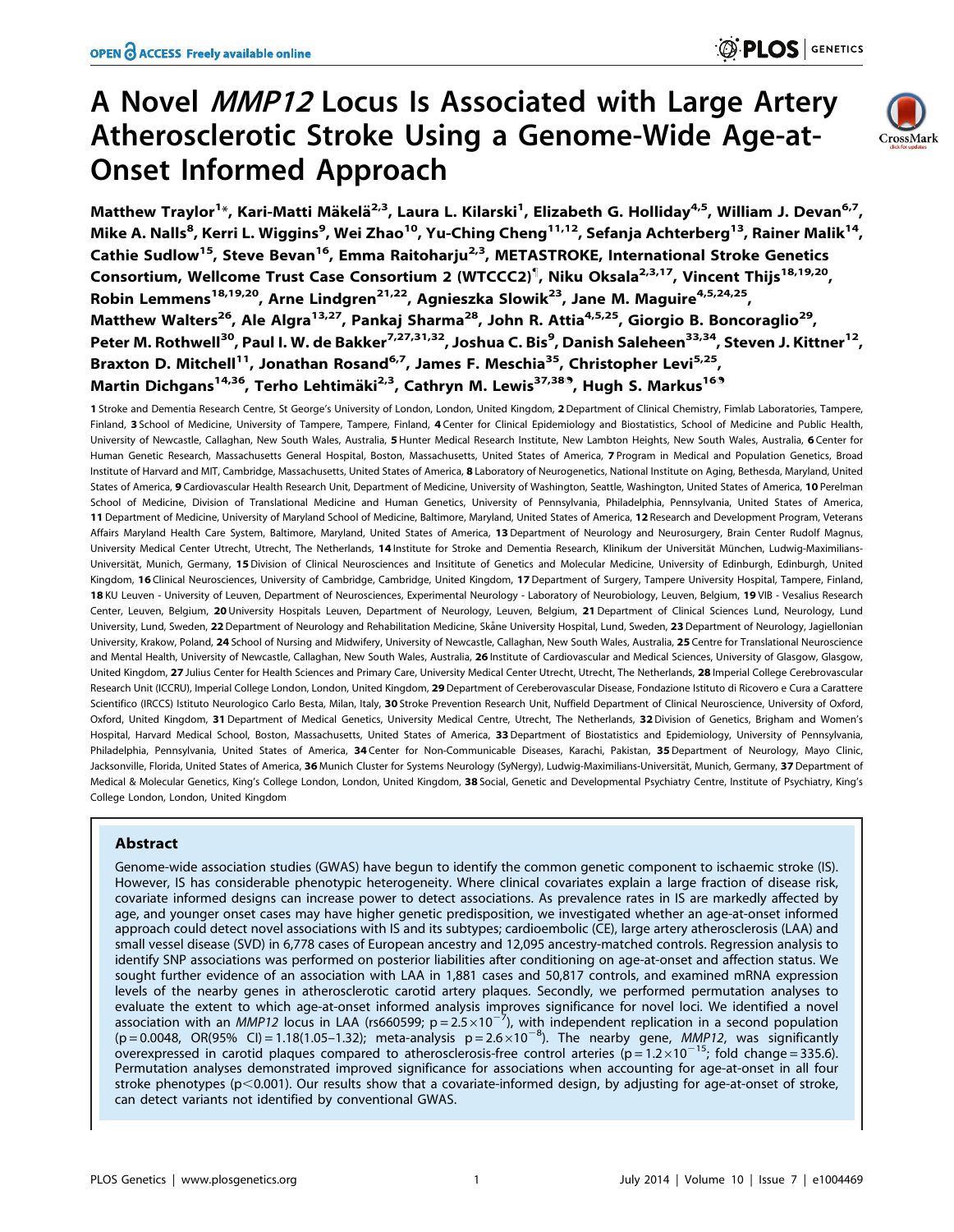# A Novel *MMP12* Locus Is Associated with Large Artery Atherosclerotic Stroke Using a Genome-Wide Age-at-Onset Informed Approach

**Matthew Traylor[1]\*, Kari-Matti Mäkelä[2,3], Laura L. Kilarski[1], Elizabeth G. Holliday[4,5], William J. Devan[6,7], Mike A. Nalls[8], Kerri L. Wiggins[9], Wei Zhao[10], Yu-Ching Cheng[11,12], Sefanja Achterberg[13], Rainer Malik[14], Cathie Sudlow[15], Steve Bevan[16], Emma Raitoharju[2,3], METASTROKE, International Stroke Genetics Consortium, Wellcome Trust Case Consortium 2 (WTCCC2)¶, Niku Oksala[2,3,17], Vincent Thijs[18,19,20], Robin Lemmens[18,19,20], Arne Lindgren[21,22], Agnieszka Slowik[23], Jane M. Maguire[4,5,24,25], Matthew Walters[26], Ale Algra[13,27], Pankaj Sharma[28], John R. Attia[4,5,25], Giorgio B. Boncoraglio[29], Peter M. Rothwell[30], Paul I. W. de Bakker[7,27,31,32], Joshua C. Bis[9], Danish Saleheen[33,34], Steven J. Kittner[12], Braxton D. Mitchell[11], Jonathan Rosand[6,7], James F. Meschia[35], Christopher Levi[5,25], Martin Dichgans[14,36], Terho Lehtimäki[2,3], Cathryn M. Lewis[37,38]❡, Hugh S. Markus[16]❡**

**1** Stroke and Dementia Research Centre, St George's University of London, London, United Kingdom, **2** Department of Clinical Chemistry, Fimlab Laboratories, Tampere, Finland, **3** School of Medicine, University of Tampere, Tampere, Finland, **4** Center for Clinical Epidemiology and Biostatistics, School of Medicine and Public Health, University of Newcastle, Callaghan, New South Wales, Australia, **5** Hunter Medical Research Institute, New Lambton Heights, New South Wales, Australia, **6** Center for Human Genetic Research, Massachusetts General Hospital, Boston, Massachusetts, United States of America, **7** Program in Medical and Population Genetics, Broad Institute of Harvard and MIT, Cambridge, Massachusetts, United States of America, **8** Laboratory of Neurogenetics, National Institute on Aging, Bethesda, Maryland, United States of America, **9** Cardiovascular Health Research Unit, Department of Medicine, University of Washington, Seattle, Washington, United States of America, **10** Perelman School of Medicine, Division of Translational Medicine and Human Genetics, University of Pennsylvania, Philadelphia, Pennsylvania, United States of America, **11** Department of Medicine, University of Maryland School of Medicine, Baltimore, Maryland, United States of America, **12** Research and Development Program, Veterans Affairs Maryland Health Care System, Baltimore, Maryland, United States of America, **13** Department of Neurology and Neurosurgery, Brain Center Rudolf Magnus, University Medical Center Utrecht, Utrecht, The Netherlands, **14** Institute for Stroke and Dementia Research, Klinikum der Universität München, Ludwig-Maximilians-Universität, Munich, Germany, **15** Division of Clinical Neurosciences and Insititute of Genetics and Molecular Medicine, University of Edinburgh, Edinburgh, United Kingdom, **16** Clinical Neurosciences, University of Cambridge, Cambridge, United Kingdom, **17** Department of Surgery, Tampere University Hospital, Tampere, Finland, **18** KU Leuven - University of Leuven, Department of Neurosciences, Experimental Neurology - Laboratory of Neurobiology, Leuven, Belgium, **19** VIB - Vesalius Research Center, Leuven, Belgium, **20** University Hospitals Leuven, Department of Neurology, Leuven, Belgium, **21** Department of Clinical Sciences Lund, Neurology, Lund University, Lund, Sweden, **22** Department of Neurology and Rehabilitation Medicine, Skåne University Hospital, Lund, Sweden, **23** Department of Neurology, Jagiellonian University, Krakow, Poland, **24** School of Nursing and Midwifery, University of Newcastle, Callaghan, New South Wales, Australia, **25** Centre for Translational Neuroscience and Mental Health, University of Newcastle, Callaghan, New South Wales, Australia, **26** Institute of Cardiovascular and Medical Sciences, University of Glasgow, Glasgow, United Kingdom, **27** Julius Center for Health Sciences and Primary Care, University Medical Center Utrecht, Utrecht, The Netherlands, **28** Imperial College Cerebrovascular Research Unit (ICCRU), Imperial College London, London, United Kingdom, **29** Department of Cerebrovascular Disease, Fondazione Istituto di Ricovero e Cura a Carattere Scientifico (IRCCS) Istituto Neurologico Carlo Besta, Milan, Italy, **30** Stroke Prevention Research Unit, Nuffield Department of Clinical Neuroscience, University of Oxford, Oxford, United Kingdom, **31** Department of Medical Genetics, University Medical Centre, Utrecht, The Netherlands, **32** Division of Genetics, Brigham and Women's Hospital, Harvard Medical School, Boston, Massachusetts, United States of America, **33** Department of Biostatistics and Epidemiology, University of Pennsylvania, Philadelphia, Pennsylvania, United States of America, **34** Center for Non-Communicable Diseases, Karachi, Pakistan, **35** Department of Neurology, Mayo Clinic, Jacksonville, Florida, United States of America, **36** Munich Cluster for Systems Neurology (SyNergy), Ludwig-Maximilians-Universität, Munich, Germany, **37** Department of Medical & Molecular Genetics, King's College London, London, United Kingdom, **38** Social, Genetic and Developmental Psychiatry Centre, Institute of Psychiatry, King's College London, London, United Kingdom

## Abstract

Genome-wide association studies (GWAS) have begun to identify the common genetic component to ischaemic stroke (IS). However, IS has considerable phenotypic heterogeneity. Where clinical covariates explain a large fraction of disease risk, covariate informed designs can increase power to detect associations. As prevalence rates in IS are markedly affected by age, and younger onset cases may have higher genetic predisposition, we investigated whether an age-at-onset informed approach could detect novel associations with IS and its subtypes; cardioembolic (CE), large artery atherosclerosis (LAA) and small vessel disease (SVD) in 6,778 cases of European ancestry and 12,095 ancestry-matched controls. Regression analysis to identify SNP associations was performed on posterior liabilities after conditioning on age-at-onset and affection status. We sought further evidence of an association with LAA in 1,881 cases and 50,817 controls, and examined mRNA expression levels of the nearby genes in atherosclerotic carotid artery plaques. Secondly, we performed permutation analyses to evaluate the extent to which age-at-onset informed analysis improves significance for novel loci. We identified a novel association with an *MMP12* locus in LAA (rs660599; $p = 2.5\times10^{-7}$), with independent replication in a second population ($p = 0.0048$, OR(95% CI) = 1.18(1.05–1.32); meta-analysis $p = 2.6\times10^{-8}$). The nearby gene, *MMP12*, was significantly overexpressed in carotid plaques compared to atherosclerosis-free control arteries ($p = 1.2\times10^{-15}$; fold change = 335.6). Permutation analyses demonstrated improved significance for associations when accounting for age-at-onset in all four stroke phenotypes ($p<0.001$). Our results show that a covariate-informed design, by adjusting for age-at-onset of stroke, can detect variants not identified by conventional GWAS.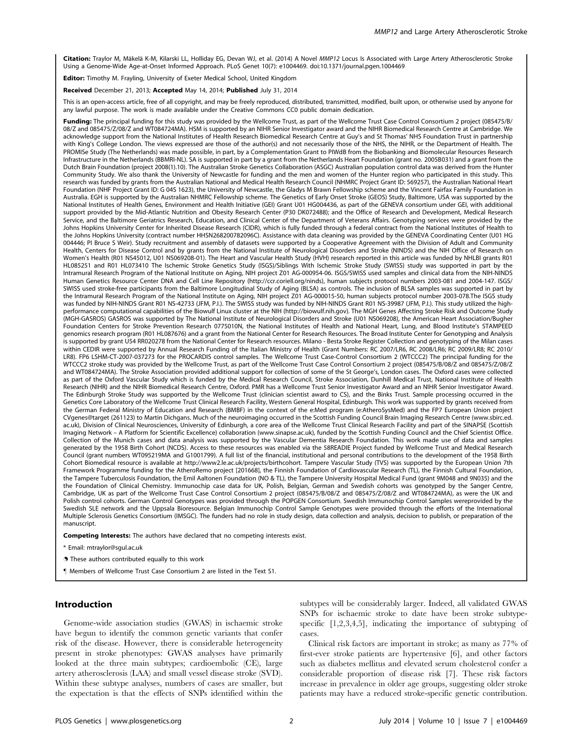**Citation:** Traylor M, Mäkelä K-M, Kilarski LL, Holliday EG, Devan WJ, et al. (2014) A Novel *MMP12* Locus Is Associated with Large Artery Atherosclerotic Stroke Using a Genome-Wide Age-at-Onset Informed Approach. PLoS Genet 10(7): e1004469. doi:10.1371/journal.pgen.1004469

**Editor:** Timothy M. Frayling, University of Exeter Medical School, United Kingdom

**Received** December 21, 2013; **Accepted** May 14, 2014; **Published** July 31, 2014

This is an open-access article, free of all copyright, and may be freely reproduced, distributed, transmitted, modified, built upon, or otherwise used by anyone for any lawful purpose. The work is made available under the Creative Commons CC0 public domain dedication.

**Funding:** The principal funding for this study was provided by the Wellcome Trust, as part of the Wellcome Trust Case Control Consortium 2 project (085475/B/08/Z and 085475/Z/08/Z and WT084724MA). HSM is supported by an NIHR Senior Investigator award and the NIHR Biomedical Research Centre at Cambridge. We acknowledge support from the National Institutes of Health Research Biomedical Research Centre at Guy's and St Thomas' NHS Foundation Trust in partnership with King's College London. The views expressed are those of the author(s) and not necessarily those of the NHS, the NIHR, or the Department of Health. The PROMISe Study (The Netherlands) was made possible, in part, by a Complementation Grant to PIWdB from the Biobanking and Biomolecular Resources Research Infrastructure in the Netherlands (BBMRI-NL). SA is supported in part by a grant from the Netherlands Heart Foundation (grant no. 2005B031) and a grant from the Dutch Brain Foundation (project 2008(1).10). The Australian Stroke Genetics Collaboration (ASGC) Australian population control data was derived from the Hunter Community Study. We also thank the University of Newcastle for funding and the men and women of the Hunter region who participated in this study. This research was funded by grants from the Australian National and Medical Health Research Council (NHMRC Project Grant ID: 569257), the Australian National Heart Foundation (NHF Project Grant ID: G 04S 1623), the University of Newcastle, the Gladys M Brawn Fellowship scheme and the Vincent Fairfax Family Foundation in Australia. EGH is supported by the Australian NHMRC Fellowship scheme. The Genetics of Early Onset Stroke (GEOS) Study, Baltimore, USA was supported by the National Institutes of Health Genes, Environment and Health Initiative (GEI) Grant U01 HG004436, as part of the GENEVA consortium under GEI, with additional support provided by the Mid-Atlantic Nutrition and Obesity Research Center (P30 DK072488); and the Office of Research and Development, Medical Research Service, and the Baltimore Geriatrics Research, Education, and Clinical Center of the Department of Veterans Affairs. Genotyping services were provided by the Johns Hopkins University Center for Inherited Disease Research (CIDR), which is fully funded through a federal contract from the National Institutes of Health to the Johns Hopkins University (contract number HHSN268200782096C). Assistance with data cleaning was provided by the GENEVA Coordinating Center (U01 HG 004446; PI Bruce S Weir). Study recruitment and assembly of datasets were supported by a Cooperative Agreement with the Division of Adult and Community Health, Centers for Disease Control and by grants from the National Institute of Neurological Disorders and Stroke (NINDS) and the NIH Office of Research on Women's Health (R01 NS45012, U01 NS069208-01). The Heart and Vascular Health Study (HVH) research reported in this article was funded by NHLBI grants R01 HL085251 and R01 HL073410 The Ischemic Stroke Genetics Study (ISGS)/Siblings With Ischemic Stroke Study (SWISS) study was supported in part by the Intramural Research Program of the National Institute on Aging, NIH project Z01 AG-000954-06. ISGS/SWISS used samples and clinical data from the NIH-NINDS Human Genetics Resource Center DNA and Cell Line Repository (http://ccr.coriell.org/ninds), human subjects protocol numbers 2003-081 and 2004-147. ISGS/SWISS used stroke-free participants from the Baltimore Longitudinal Study of Aging (BLSA) as controls. The inclusion of BLSA samples was supported in part by the Intramural Research Program of the National Institute on Aging, NIH project Z01 AG-000015-50, human subjects protocol number 2003-078.The ISGS study was funded by NIH-NINDS Grant R01 NS-42733 (JFM, P.I.). The SWISS study was funded by NIH-NINDS Grant R01 NS-39987 (JFM, P.I.). This study utilized the high-performance computational capabilities of the Biowulf Linux cluster at the NIH (http://biowulf.nih.gov). The MGH Genes Affecting Stroke Risk and Outcome Study (MGH-GASROS) GASROS was supported by The National Institute of Neurological Disorders and Stroke (U01 NS069208), the American Heart Association/Bugher Foundation Centers for Stroke Prevention Research 0775010N, the National Institutes of Health and National Heart, Lung, and Blood Institute's STAMPEED genomics research program (R01 HL087676) and a grant from the National Center for Research Resources. The Broad Institute Center for Genotyping and Analysis is supported by grant U54 RR020278 from the National Center for Research resources. Milano - Besta Stroke Register Collection and genotyping of the Milan cases within CEDIR were supported by Annual Research Funding of the Italian Ministry of Health (Grant Numbers: RC 2007/LR6, RC 2008/LR6; RC 2009/LR8; RC 2010/LR8). FP6 LSHM-CT-2007-037273 for the PROCARDIS control samples. The Wellcome Trust Case-Control Consortium 2 (WTCCC2) The principal funding for the WTCCC2 stroke study was provided by the Wellcome Trust, as part of the Wellcome Trust Case Control Consortium 2 project (085475/B/08/Z and 085475/Z/08/Z and WT084724MA). The Stroke Association provided additional support for collection of some of the St George's, London cases. The Oxford cases were collected as part of the Oxford Vascular Study which is funded by the Medical Research Council, Stroke Association, Dunhill Medical Trust, National Institute of Health Research (NIHR) and the NIHR Biomedical Research Centre, Oxford. PMR has a Wellcome Trust Senior Investigator Award and an NIHR Senior Investigator Award. The Edinburgh Stroke Study was supported by the Wellcome Trust (clinician scientist award to CS), and the Binks Trust. Sample processing occurred in the Genetics Core Laboratory of the Wellcome Trust Clinical Research Facility, Western General Hospital, Edinburgh. This work was supported by grants received from the German Federal Ministry of Education and Research (BMBF) in the context of the e:Med program (e:AtheroSysMed) and the FP7 European Union project CVgenes@target (261123) to Martin Dichgans. Much of the neuroimaging occurred in the Scottish Funding Council Brain Imaging Research Centre (www.sbirc.ed.ac.uk), Division of Clinical Neurosciences, University of Edinburgh, a core area of the Wellcome Trust Clinical Research Facility and part of the SINAPSE (Scottish Imaging Network – A Platform for Scientific Excellence) collaboration (www.sinapse.ac.uk), funded by the Scottish Funding Council and the Chief Scientist Office. Collection of the Munich cases and data analysis was supported by the Vascular Dementia Research Foundation. This work made use of data and samples generated by the 1958 Birth Cohort (NCDS). Access to these resources was enabled via the 58READIE Project funded by Wellcome Trust and Medical Research Council (grant numbers WT095219MA and G1001799). A full list of the financial, institutional and personal contributions to the development of the 1958 Birth Cohort Biomedical resource is available at http://www2.le.ac.uk/projects/birthcohort. Tampere Vascular Study (TVS) was supported by the European Union 7th Framework Programme funding for the AtheroRemo project [201668], the Finnish Foundation of Cardiovascular Research (TL), the Finnish Cultural Foundation, the Tampere Tuberculosis Foundation, the Emil Aaltonen Foundation (NO & TL), the Tampere University Hospital Medical Fund (grant 9M048 and 9N035) and the the Foundation of Clinical Chemistry. Immunochip case data for UK, Polish, Belgian, German and Swedish cohorts was genotyped by the Sanger Centre, Cambridge, UK as part of the Wellcome Trust Case Control Consortium 2 project (085475/B/08/Z and 085475/Z/08/Z and WT084724MA), as were the UK and Polish control cohorts. German Control Genotypes was provided through the POPGEN Consortium. Swedish Immunochip Control Samples wereprovided by the Swedish SLE network and the Uppsala Bioresource. Belgian Immunochip Control Sample Genotypes were provided through the efforts of the International Multiple Sclerosis Genetics Consortium (IMSGC). The funders had no role in study design, data collection and analysis, decision to publish, or preparation of the manuscript.

**Competing Interests:** The authors have declared that no competing interests exist.

\* Email: mtraylor@sgul.ac.uk

❡ These authors contributed equally to this work

¶ Members of Wellcome Trust Case Consortium 2 are listed in the Text S1.

## Introduction

Genome-wide association studies (GWAS) in ischaemic stroke have begun to identify the common genetic variants that confer risk of the disease. However, there is considerable heterogeneity present in stroke phenotypes: GWAS analyses have primarily looked at the three main subtypes; cardioembolic (CE), large artery atherosclerosis (LAA) and small vessel disease stroke (SVD). Within these subtype analyses, numbers of cases are smaller, but the expectation is that the effects of SNPs identified within the subtypes will be considerably larger. Indeed, all validated GWAS SNPs for ischaemic stroke to date have been stroke subtype-specific [1,2,3,4,5], indicating the importance of subtyping of cases.

Clinical risk factors are important in stroke; as many as 77% of first-ever stroke patients are hypertensive [6], and other factors such as diabetes mellitus and elevated serum cholesterol confer a considerable proportion of disease risk [7]. These risk factors increase in prevalence in older age groups, suggesting older stroke patients may have a reduced stroke-specific genetic contribution.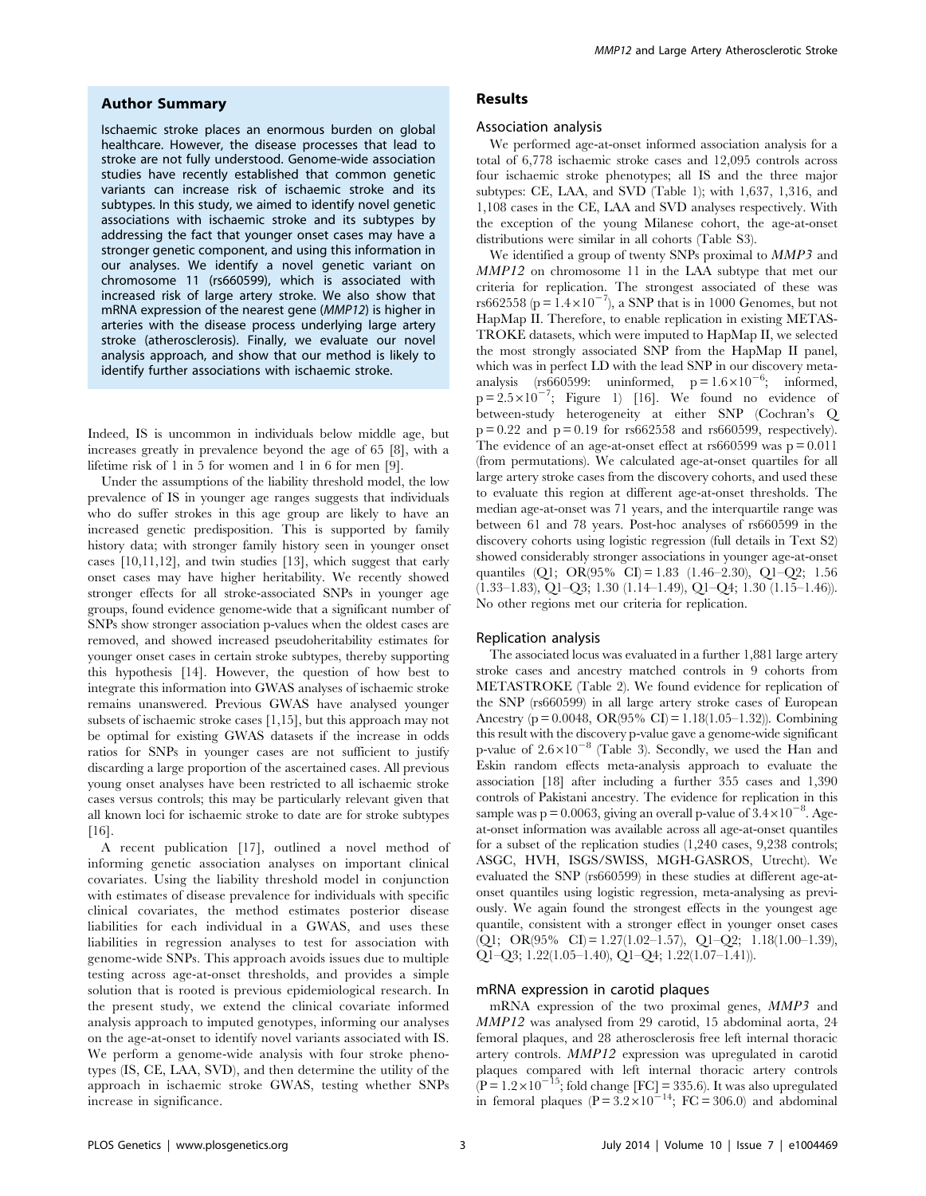## Author Summary

Ischaemic stroke places an enormous burden on global healthcare. However, the disease processes that lead to stroke are not fully understood. Genome-wide association studies have recently established that common genetic variants can increase risk of ischaemic stroke and its subtypes. In this study, we aimed to identify novel genetic associations with ischaemic stroke and its subtypes by addressing the fact that younger onset cases may have a stronger genetic component, and using this information in our analyses. We identify a novel genetic variant on chromosome 11 (rs660599), which is associated with increased risk of large artery stroke. We also show that mRNA expression of the nearest gene (*MMP12*) is higher in arteries with the disease process underlying large artery stroke (atherosclerosis). Finally, we evaluate our novel analysis approach, and show that our method is likely to identify further associations with ischaemic stroke.

Indeed, IS is uncommon in individuals below middle age, but increases greatly in prevalence beyond the age of 65 [8], with a lifetime risk of 1 in 5 for women and 1 in 6 for men [9].

Under the assumptions of the liability threshold model, the low prevalence of IS in younger age ranges suggests that individuals who do suffer strokes in this age group are likely to have an increased genetic predisposition. This is supported by family history data; with stronger family history seen in younger onset cases [10,11,12], and twin studies [13], which suggest that early onset cases may have higher heritability. We recently showed stronger effects for all stroke-associated SNPs in younger age groups, found evidence genome-wide that a significant number of SNPs show stronger association p-values when the oldest cases are removed, and showed increased pseudoheritability estimates for younger onset cases in certain stroke subtypes, thereby supporting this hypothesis [14]. However, the question of how best to integrate this information into GWAS analyses of ischaemic stroke remains unanswered. Previous GWAS have analysed younger subsets of ischaemic stroke cases [1,15], but this approach may not be optimal for existing GWAS datasets if the increase in odds ratios for SNPs in younger cases are not sufficient to justify discarding a large proportion of the ascertained cases. All previous young onset analyses have been restricted to all ischaemic stroke cases versus controls; this may be particularly relevant given that all known loci for ischaemic stroke to date are for stroke subtypes [16].

A recent publication [17], outlined a novel method of informing genetic association analyses on important clinical covariates. Using the liability threshold model in conjunction with estimates of disease prevalence for individuals with specific clinical covariates, the method estimates posterior disease liabilities for each individual in a GWAS, and uses these liabilities in regression analyses to test for association with genome-wide SNPs. This approach avoids issues due to multiple testing across age-at-onset thresholds, and provides a simple solution that is rooted is previous epidemiological research. In the present study, we extend the clinical covariate informed analysis approach to imputed genotypes, informing our analyses on the age-at-onset to identify novel variants associated with IS. We perform a genome-wide analysis with four stroke phenotypes (IS, CE, LAA, SVD), and then determine the utility of the approach in ischaemic stroke GWAS, testing whether SNPs increase in significance.

## Results

### Association analysis

We performed age-at-onset informed association analysis for a total of 6,778 ischaemic stroke cases and 12,095 controls across four ischaemic stroke phenotypes; all IS and the three major subtypes: CE, LAA, and SVD (Table 1); with 1,637, 1,316, and 1,108 cases in the CE, LAA and SVD analyses respectively. With the exception of the young Milanese cohort, the age-at-onset distributions were similar in all cohorts (Table S3).

We identified a group of twenty SNPs proximal to *MMP3* and *MMP12* on chromosome 11 in the LAA subtype that met our criteria for replication. The strongest associated of these was rs662558 ($p = 1.4\times10^{-7}$), a SNP that is in 1000 Genomes, but not HapMap II. Therefore, to enable replication in existing METASTROKE datasets, which were imputed to HapMap II, we selected the most strongly associated SNP from the HapMap II panel, which was in perfect LD with the lead SNP in our discovery meta-analysis (rs660599: uninformed, $p = 1.6\times10^{-6}$; informed, $p = 2.5\times10^{-7}$; Figure 1) [16]. We found no evidence of between-study heterogeneity at either SNP (Cochran's Q $p = 0.22$ and $p = 0.19$ for rs662558 and rs660599, respectively). The evidence of an age-at-onset effect at rs660599 was $p = 0.011$ (from permutations). We calculated age-at-onset quartiles for all large artery stroke cases from the discovery cohorts, and used these to evaluate this region at different age-at-onset thresholds. The median age-at-onset was 71 years, and the interquartile range was between 61 and 78 years. Post-hoc analyses of rs660599 in the discovery cohorts using logistic regression (full details in Text S2) showed considerably stronger associations in younger age-at-onset quantiles (Q1; OR(95% CI) = 1.83 (1.46–2.30), Q1–Q2; 1.56 (1.33–1.83), Q1–Q3; 1.30 (1.14–1.49), Q1–Q4; 1.30 (1.15–1.46)). No other regions met our criteria for replication.

### Replication analysis

The associated locus was evaluated in a further 1,881 large artery stroke cases and ancestry matched controls in 9 cohorts from METASTROKE (Table 2). We found evidence for replication of the SNP (rs660599) in all large artery stroke cases of European Ancestry ($p = 0.0048$, OR(95% CI) = 1.18(1.05–1.32)). Combining this result with the discovery p-value gave a genome-wide significant p-value of $2.6\times10^{-8}$ (Table 3). Secondly, we used the Han and Eskin random effects meta-analysis approach to evaluate the association [18] after including a further 355 cases and 1,390 controls of Pakistani ancestry. The evidence for replication in this sample was $p = 0.0063$, giving an overall p-value of $3.4\times10^{-8}$. Age-at-onset information was available across all age-at-onset quantiles for a subset of the replication studies (1,240 cases, 9,238 controls; ASGC, HVH, ISGS/SWISS, MGH-GASROS, Utrecht). We evaluated the SNP (rs660599) in these studies at different age-at-onset quantiles using logistic regression, meta-analysing as previously. We again found the strongest effects in the youngest age onset cases (Q1; OR(95% CI) = 1.27(1.02–1.57), Q1–Q2; 1.18(1.00–1.39), Q1–Q3; 1.22(1.05–1.40), Q1–Q4; 1.22(1.07–1.41)).

### mRNA expression in carotid plaques

mRNA expression of the two proximal genes, *MMP3* and *MMP12* was analysed from 29 carotid, 15 abdominal aorta, 24 femoral plaques, and 28 atherosclerosis free left internal thoracic artery controls. *MMP12* expression was upregulated in carotid plaques compared with left internal thoracic artery controls ($P = 1.2\times10^{-15}$; fold change [FC] = 335.6). It was also upregulated in femoral plaques ($P = 3.2\times10^{-14}$; FC = 306.0) and abdominal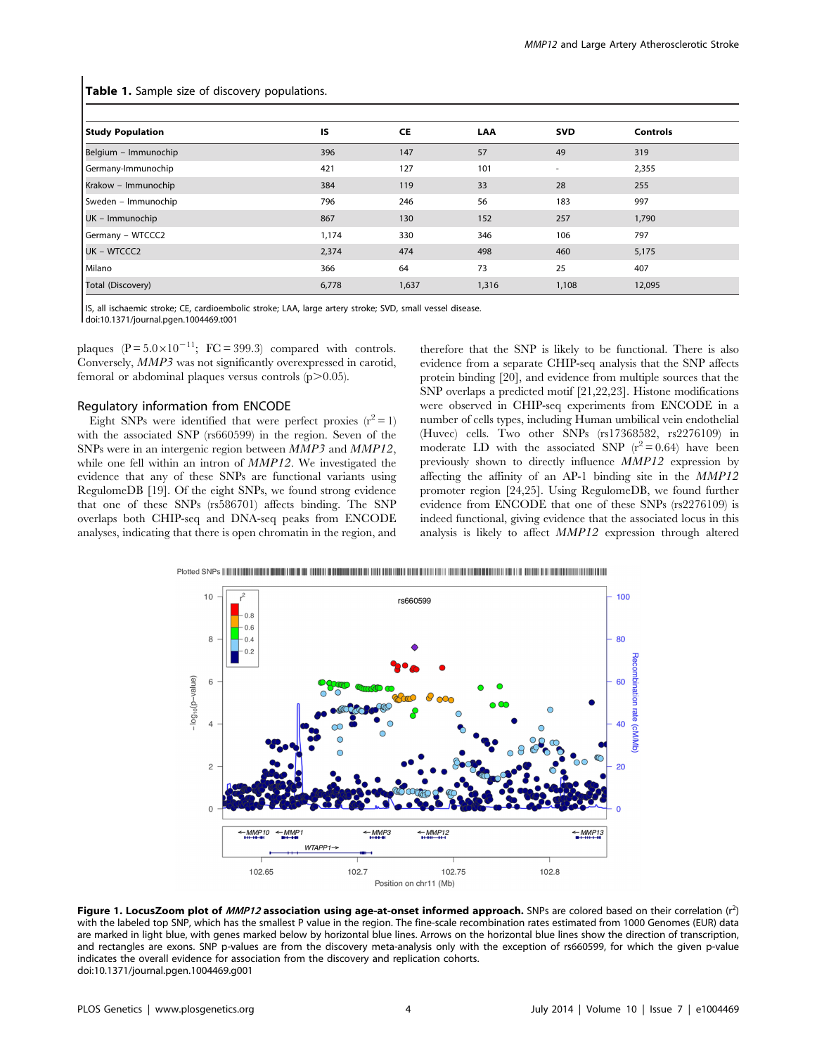**Table 1.** Sample size of discovery populations.

| Study Population | IS | CE | LAA | SVD | Controls |
|---|---|---|---|---|---|
| Belgium – Immunochip | 396 | 147 | 57 | 49 | 319 |
| Germany-Immunochip | 421 | 127 | 101 | - | 2,355 |
| Krakow – Immunochip | 384 | 119 | 33 | 28 | 255 |
| Sweden – Immunochip | 796 | 246 | 56 | 183 | 997 |
| UK – Immunochip | 867 | 130 | 152 | 257 | 1,790 |
| Germany – WTCCC2 | 1,174 | 330 | 346 | 106 | 797 |
| UK – WTCCC2 | 2,374 | 474 | 498 | 460 | 5,175 |
| Milano | 366 | 64 | 73 | 25 | 407 |
| Total (Discovery) | 6,778 | 1,637 | 1,316 | 1,108 | 12,095 |

IS, all ischaemic stroke; CE, cardioembolic stroke; LAA, large artery stroke; SVD, small vessel disease.
doi:10.1371/journal.pgen.1004469.t001

plaques ($P = 5.0 \times 10^{-11}$; FC = 399.3) compared with controls. Conversely, *MMP3* was not significantly overexpressed in carotid, femoral or abdominal plaques versus controls ($p > 0.05$).

### Regulatory information from ENCODE

Eight SNPs were identified that were perfect proxies ($r^2 = 1$) with the associated SNP (rs660599) in the region. Seven of the SNPs were in an intergenic region between *MMP3* and *MMP12*, while one fell within an intron of *MMP12*. We investigated the evidence that any of these SNPs are functional variants using RegulomeDB [19]. Of the eight SNPs, we found strong evidence that one of these SNPs (rs586701) affects binding. The SNP overlaps both CHIP-seq and DNA-seq peaks from ENCODE analyses, indicating that there is open chromatin in the region, and therefore that the SNP is likely to be functional. There is also evidence from a separate CHIP-seq analysis that the SNP affects protein binding [20], and evidence from multiple sources that the SNP overlaps a predicted motif [21,22,23]. Histone modifications were observed in CHIP-seq experiments from ENCODE in a number of cells types, including Human umbilical vein endothelial (Huvec) cells. Two other SNPs (rs17368582, rs2276109) in moderate LD with the associated SNP ($r^2 = 0.64$) have been previously shown to directly influence *MMP12* expression by affecting the affinity of an AP-1 binding site in the *MMP12* promoter region [24,25]. Using RegulomeDB, we found further evidence from ENCODE that one of these SNPs (rs2276109) is indeed functional, giving evidence that the associated locus in this analysis is likely to affect *MMP12* expression through altered

**Figure 1. LocusZoom plot of *MMP12* association using age-at-onset informed approach.** SNPs are colored based on their correlation ($r^2$) with the labeled top SNP, which has the smallest P value in the region. The fine-scale recombination rates estimated from 1000 Genomes (EUR) data are marked in light blue, with genes marked below by horizontal blue lines. Arrows on the horizontal blue lines show the direction of transcription, and rectangles are exons. SNP p-values are from the discovery meta-analysis only with the exception of rs660599, for which the given p-value indicates the overall evidence for association from the discovery and replication cohorts.
doi:10.1371/journal.pgen.1004469.g001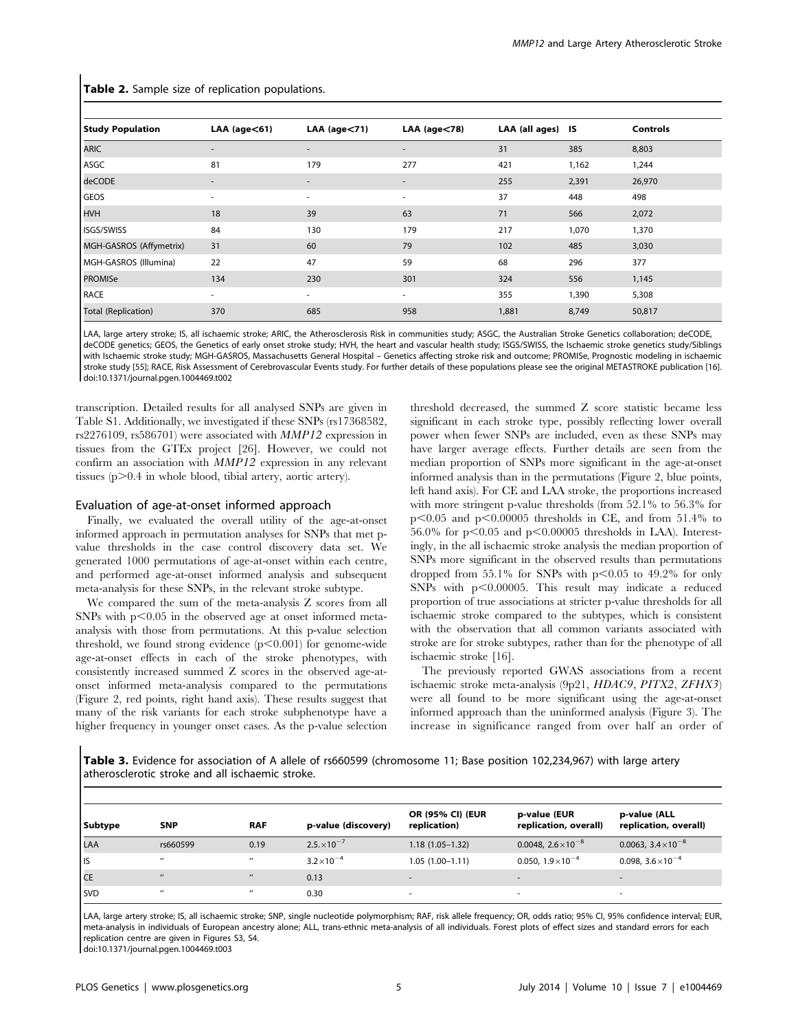**Table 2.** Sample size of replication populations.

| Study Population | LAA (age<61) | LAA (age<71) | LAA (age<78) | LAA (all ages) | IS | Controls |
|---|---|---|---|---|---|---|
| ARIC | - | - | - | 31 | 385 | 8,803 |
| ASGC | 81 | 179 | 277 | 421 | 1,162 | 1,244 |
| deCODE | - | - | - | 255 | 2,391 | 26,970 |
| GEOS | - | - | - | 37 | 448 | 498 |
| HVH | 18 | 39 | 63 | 71 | 566 | 2,072 |
| ISGS/SWISS | 84 | 130 | 179 | 217 | 1,070 | 1,370 |
| MGH-GASROS (Affymetrix) | 31 | 60 | 79 | 102 | 485 | 3,030 |
| MGH-GASROS (Illumina) | 22 | 47 | 59 | 68 | 296 | 377 |
| PROMISe | 134 | 230 | 301 | 324 | 556 | 1,145 |
| RACE | - | - | - | 355 | 1,390 | 5,308 |
| Total (Replication) | 370 | 685 | 958 | 1,881 | 8,749 | 50,817 |

LAA, large artery stroke; IS, all ischaemic stroke; ARIC, the Atherosclerosis Risk in communities study; ASGC, the Australian Stroke Genetics collaboration; deCODE, deCODE genetics; GEOS, the Genetics of early onset stroke study; HVH, the heart and vascular health study; ISGS/SWISS, the Ischaemic stroke genetics study/Siblings with Ischaemic stroke study; MGH-GASROS, Massachusetts General Hospital – Genetics affecting stroke risk and outcome; PROMISe, Prognostic modeling in ischaemic stroke study [55]; RACE, Risk Assessment of Cerebrovascular Events study. For further details of these populations please see the original METASTROKE publication [16].
doi:10.1371/journal.pgen.1004469.t002

transcription. Detailed results for all analysed SNPs are given in Table S1. Additionally, we investigated if these SNPs (rs17368582, rs2276109, rs586701) were associated with *MMP12* expression in tissues from the GTEx project [26]. However, we could not confirm an association with *MMP12* expression in any relevant tissues ($p > 0.4$ in whole blood, tibial artery, aortic artery).

### Evaluation of age-at-onset informed approach

Finally, we evaluated the overall utility of the age-at-onset informed approach in permutation analyses for SNPs that met p-value thresholds in the case control discovery data set. We generated 1000 permutations of age-at-onset within each centre, and performed age-at-onset informed analysis and subsequent meta-analysis for these SNPs, in the relevant stroke subtype.

We compared the sum of the meta-analysis Z scores from all SNPs with $p < 0.05$ in the observed age at onset informed meta-analysis with those from permutations. At this p-value selection threshold, we found strong evidence ($p < 0.001$) for genome-wide age-at-onset effects in each of the stroke phenotypes, with consistently increased summed Z scores in the observed age-at-onset informed meta-analysis compared to the permutations (Figure 2, red points, right hand axis). These results suggest that many of the risk variants for each stroke subphenotype have a higher frequency in younger onset cases. As the p-value selection threshold decreased, the summed Z score statistic became less significant in each stroke type, possibly reflecting lower overall power when fewer SNPs are included, even as these SNPs may have larger average effects. Further details are seen from the median proportion of SNPs more significant in the age-at-onset informed analysis than in the permutations (Figure 2, blue points, left hand axis). For CE and LAA stroke, the proportions increased with more stringent p-value thresholds (from 52.1% to 56.3% for $p < 0.05$ and $p < 0.00005$ thresholds in CE, and from 51.4% to 56.0% for $p < 0.05$ and $p < 0.00005$ thresholds in LAA). Interestingly, in the all ischaemic stroke analysis the median proportion of SNPs more significant in the observed results than permutations dropped from 55.1% for SNPs with $p < 0.05$ to 49.2% for only SNPs with $p < 0.00005$. This result may indicate a reduced proportion of true associations at stricter p-value thresholds for all ischaemic stroke compared to the subtypes, which is consistent with the observation that all common variants associated with stroke are for stroke subtypes, rather than for the phenotype of all ischaemic stroke [16].

The previously reported GWAS associations from a recent ischaemic stroke meta-analysis (9p21, *HDAC9*, *PITX2*, *ZFHX3*) were all found to be more significant using the age-at-onset informed approach than the uninformed analysis (Figure 3). The increase in significance ranged from over half an order of

**Table 3.** Evidence for association of A allele of rs660599 (chromosome 11; Base position 102,234,967) with large artery atherosclerotic stroke and all ischaemic stroke.

| Subtype | SNP | RAF | p-value (discovery) | OR (95% CI) (EUR replication) | p-value (EUR replication, overall) | p-value (ALL replication, overall) |
|---|---|---|---|---|---|---|
| LAA | rs660599 | 0.19 | $2.5 \times 10^{-7}$ | 1.18 (1.05–1.32) | 0.0048, $2.6 \times 10^{-8}$ | 0.0063, $3.4 \times 10^{-8}$ |
| IS | " | " | $3.2 \times 10^{-4}$ | 1.05 (1.00–1.11) | 0.050, $1.9 \times 10^{-4}$ | 0.098, $3.6 \times 10^{-4}$ |
| CE | " | " | 0.13 | - | - | - |
| SVD | " | " | 0.30 | - | - | - |

LAA, large artery stroke; IS, all ischaemic stroke; SNP, single nucleotide polymorphism; RAF, risk allele frequency; OR, odds ratio; 95% CI, 95% confidence interval; EUR, meta-analysis in individuals of European ancestry alone; ALL, trans-ethnic meta-analysis of all individuals. Forest plots of effect sizes and standard errors for each replication centre are given in Figures S3, S4.
doi:10.1371/journal.pgen.1004469.t003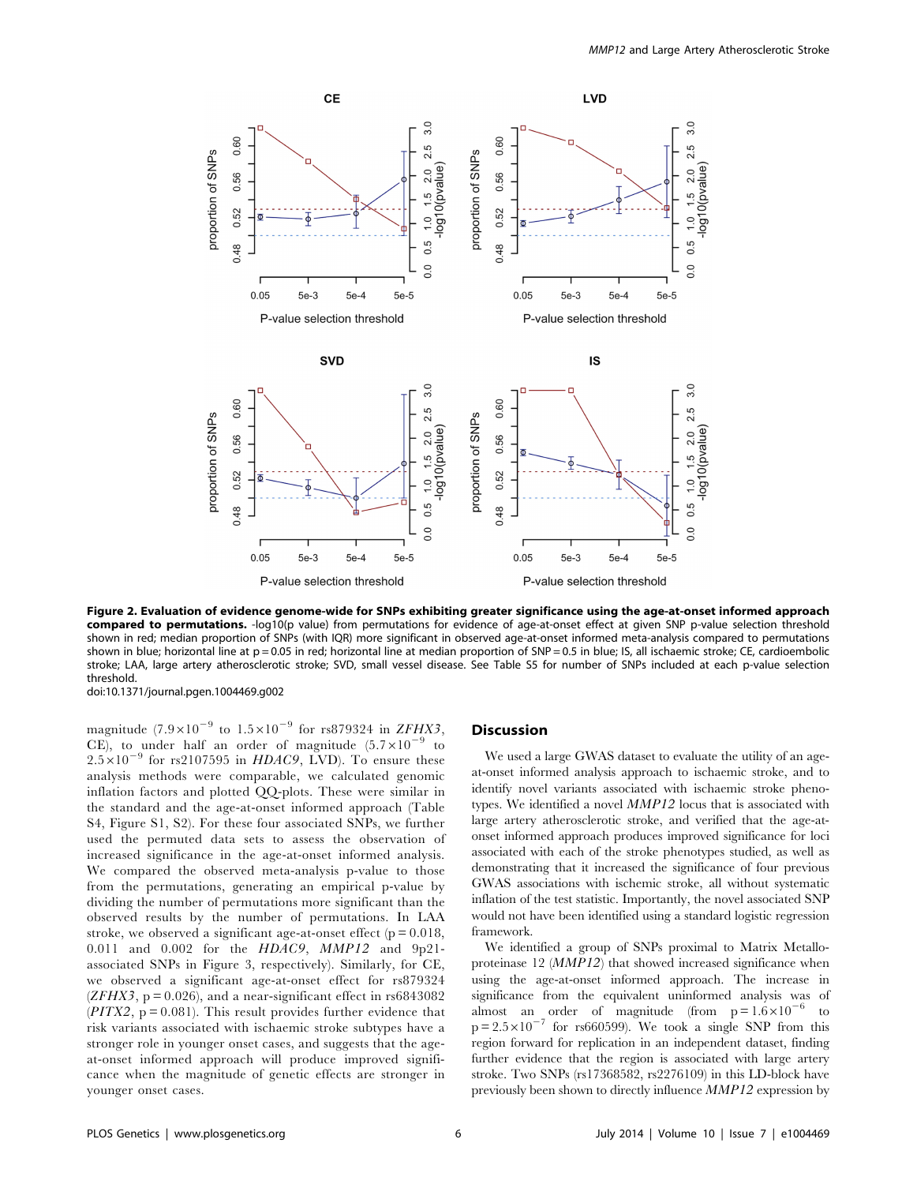Figure 2. Evaluation of evidence genome-wide for SNPs exhibiting greater significance using the age-at-onset informed approach compared to permutations. -log10(p value) from permutations for evidence of age-at-onset effect at given SNP p-value selection threshold shown in red; median proportion of SNPs (with IQR) more significant in observed age-at-onset informed meta-analysis compared to permutations shown in blue; horizontal line at p = 0.05 in red; horizontal line at median proportion of SNP = 0.5 in blue; IS, all ischaemic stroke; CE, cardioembolic stroke; LAA, large artery atherosclerotic stroke; SVD, small vessel disease. See Table S5 for number of SNPs included at each p-value selection threshold.

doi:10.1371/journal.pgen.1004469.g002

magnitude ($7.9\times10^{-9}$ to $1.5\times10^{-9}$ for rs879324 in *ZFHX3*, CE), to under half an order of magnitude ($5.7\times10^{-9}$ to $2.5\times10^{-9}$ for rs2107595 in *HDAC9*, LVD). To ensure these analysis methods were comparable, we calculated genomic inflation factors and plotted QQ-plots. These were similar in the standard and the age-at-onset informed approach (Table S4, Figure S1, S2). For these four associated SNPs, we further used the permuted data sets to assess the observation of increased significance in the age-at-onset informed analysis. We compared the observed meta-analysis p-value to those from the permutations, generating an empirical p-value by dividing the number of permutations more significant than the observed results by the number of permutations. In LAA stroke, we observed a significant age-at-onset effect ($p = 0.018$, 0.011 and 0.002 for the *HDAC9*, *MMP12* and 9p21-associated SNPs in Figure 3, respectively). Similarly, for CE, we observed a significant age-at-onset effect for rs879324 (*ZFHX3*, $p = 0.026$), and a near-significant effect in rs6843082 (*PITX2*, $p = 0.081$). This result provides further evidence that risk variants associated with ischaemic stroke subtypes have a stronger role in younger onset cases, and suggests that the age-at-onset informed approach will produce improved significance when the magnitude of genetic effects are stronger in younger onset cases.

## Discussion

We used a large GWAS dataset to evaluate the utility of an age-at-onset informed analysis approach to ischaemic stroke, and to identify novel variants associated with ischaemic stroke phenotypes. We identified a novel *MMP12* locus that is associated with large artery atherosclerotic stroke, and verified that the age-at-onset informed approach produces improved significance for loci associated with each of the stroke phenotypes studied, as well as demonstrating that it increased the significance of four previous GWAS associations with ischemic stroke, all without systematic inflation of the test statistic. Importantly, the novel associated SNP would not have been identified using a standard logistic regression framework.

We identified a group of SNPs proximal to Matrix Metalloproteinase 12 (*MMP12*) that showed increased significance when using the age-at-onset informed approach. The increase in significance from the equivalent uninformed analysis was of almost an order of magnitude (from $p = 1.6\times10^{-6}$ to $p = 2.5\times10^{-7}$ for rs660599). We took a single SNP from this region forward for replication in an independent dataset, finding further evidence that the region is associated with large artery stroke. Two SNPs (rs17368582, rs2276109) in this LD-block have previously been shown to directly influence *MMP12* expression by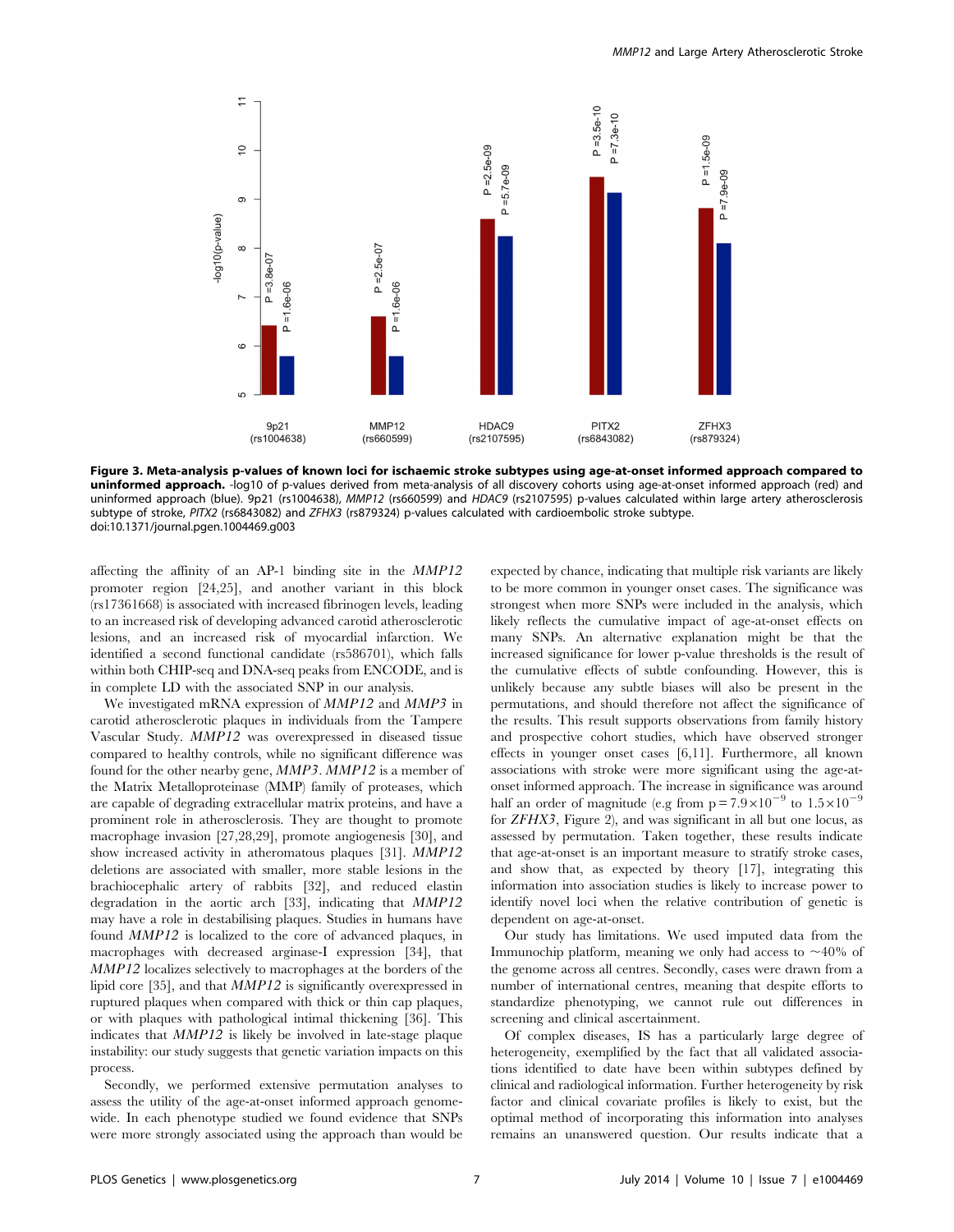**Figure 3. Meta-analysis p-values of known loci for ischaemic stroke subtypes using age-at-onset informed approach compared to uninformed approach.** -log10 of p-values derived from meta-analysis of all discovery cohorts using age-at-onset informed approach (red) and uninformed approach (blue). 9p21 (rs1004638), *MMP12* (rs660599) and *HDAC9* (rs2107595) p-values calculated within large artery atherosclerosis subtype of stroke, *PITX2* (rs6843082) and *ZFHX3* (rs879324) p-values calculated with cardioembolic stroke subtype.
doi:10.1371/journal.pgen.1004469.g003

affecting the affinity of an AP-1 binding site in the *MMP12* promoter region [24,25], and another variant in this block (rs17361668) is associated with increased fibrinogen levels, leading to an increased risk of developing advanced carotid atherosclerotic lesions, and an increased risk of myocardial infarction. We identified a second functional candidate (rs586701), which falls within both CHIP-seq and DNA-seq peaks from ENCODE, and is in complete LD with the associated SNP in our analysis.

We investigated mRNA expression of *MMP12* and *MMP3* in carotid atherosclerotic plaques in individuals from the Tampere Vascular Study. *MMP12* was overexpressed in diseased tissue compared to healthy controls, while no significant difference was found for the other nearby gene, *MMP3*. *MMP12* is a member of the Matrix Metalloproteinase (MMP) family of proteases, which are capable of degrading extracellular matrix proteins, and have a prominent role in atherosclerosis. They are thought to promote macrophage invasion [27,28,29], promote angiogenesis [30], and show increased activity in atheromatous plaques [31]. *MMP12* deletions are associated with smaller, more stable lesions in the brachiocephalic artery of rabbits [32], and reduced elastin degradation in the aortic arch [33], indicating that *MMP12* may have a role in destabilising plaques. Studies in humans have found *MMP12* is localized to the core of advanced plaques, in macrophages with decreased arginase-I expression [34], that *MMP12* localizes selectively to macrophages at the borders of the lipid core [35], and that *MMP12* is significantly overexpressed in ruptured plaques when compared with thick or thin cap plaques, or with plaques with pathological intimal thickening [36]. This indicates that *MMP12* is likely be involved in late-stage plaque instability: our study suggests that genetic variation impacts on this process.

Secondly, we performed extensive permutation analyses to assess the utility of the age-at-onset informed approach genome-wide. In each phenotype studied we found evidence that SNPs were more strongly associated using the approach than would be expected by chance, indicating that multiple risk variants are likely to be more common in younger onset cases. The significance was strongest when more SNPs were included in the analysis, which likely reflects the cumulative impact of age-at-onset effects on many SNPs. An alternative explanation might be that the increased significance for lower p-value thresholds is the result of the cumulative effects of subtle confounding. However, this is unlikely because any subtle biases will also be present in the permutations, and should therefore not affect the significance of the results. This result supports observations from family history and prospective cohort studies, which have observed stronger effects in younger onset cases [6,11]. Furthermore, all known associations with stroke were more significant using the age-at-onset informed approach. The increase in significance was around half an order of magnitude (e.g from $p = 7.9\times10^{-9}$ to $1.5\times10^{-9}$ for *ZFHX3*, Figure 2), and was significant in all but one locus, as assessed by permutation. Taken together, these results indicate that age-at-onset is an important measure to stratify stroke cases, and show that, as expected by theory [17], integrating this information into association studies is likely to increase power to identify novel loci when the relative contribution of genetic is dependent on age-at-onset.

Our study has limitations. We used imputed data from the Immunochip platform, meaning we only had access to ~40% of the genome across all centres. Secondly, cases were drawn from a number of international centres, meaning that despite efforts to standardize phenotyping, we cannot rule out differences in screening and clinical ascertainment.

Of complex diseases, IS has a particularly large degree of heterogeneity, exemplified by the fact that all validated associations identified to date have been within subtypes defined by clinical and radiological information. Further heterogeneity by risk factor and clinical covariate profiles is likely to exist, but the optimal method of incorporating this information into analyses remains an unanswered question. Our results indicate that a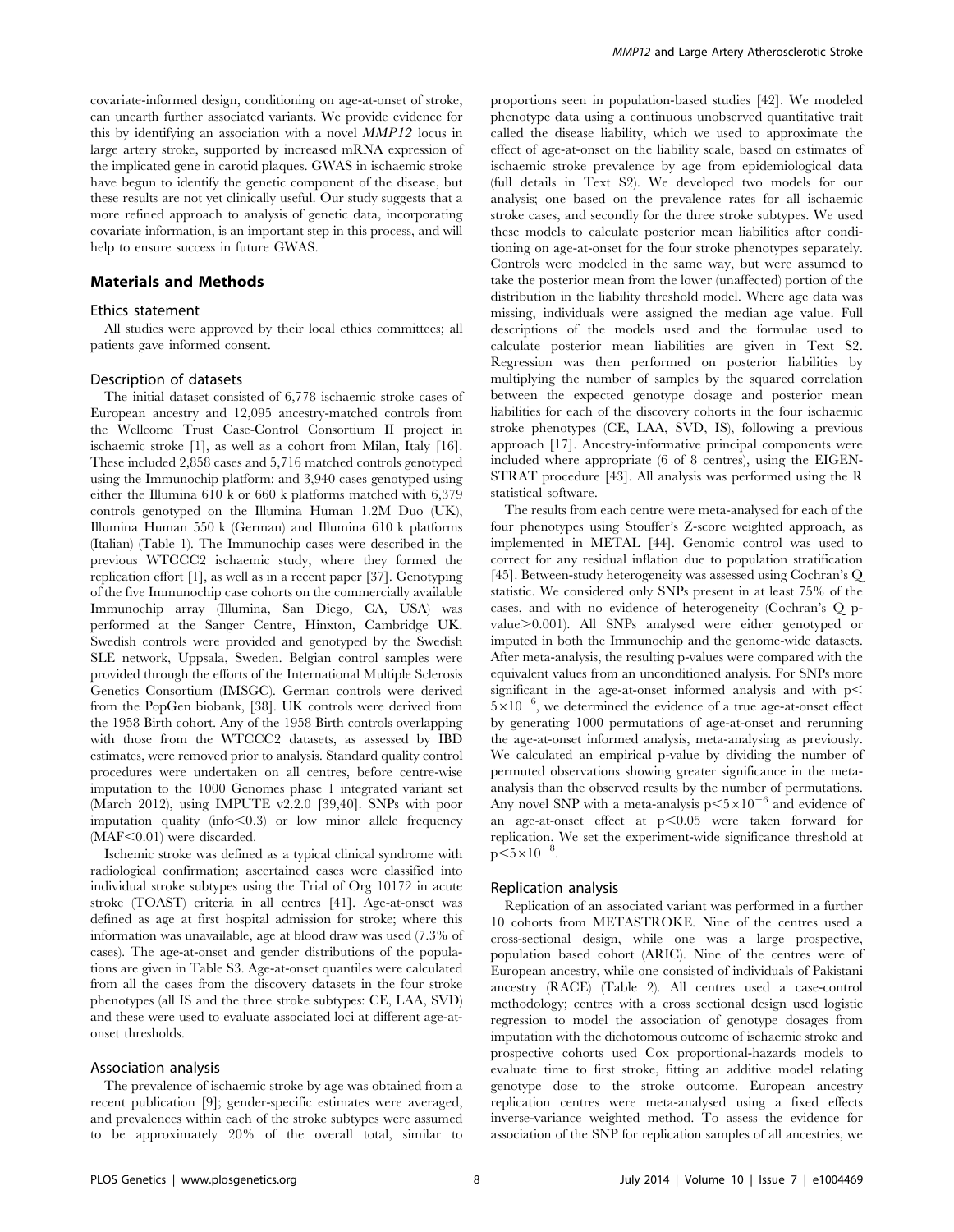covariate-informed design, conditioning on age-at-onset of stroke, can unearth further associated variants. We provide evidence for this by identifying an association with a novel *MMP12* locus in large artery stroke, supported by increased mRNA expression of the implicated gene in carotid plaques. GWAS in ischaemic stroke have begun to identify the genetic component of the disease, but these results are not yet clinically useful. Our study suggests that a more refined approach to analysis of genetic data, incorporating covariate information, is an important step in this process, and will help to ensure success in future GWAS.

## Materials and Methods

### Ethics statement

All studies were approved by their local ethics committees; all patients gave informed consent.

### Description of datasets

The initial dataset consisted of 6,778 ischaemic stroke cases of European ancestry and 12,095 ancestry-matched controls from the Wellcome Trust Case-Control Consortium II project in ischaemic stroke [1], as well as a cohort from Milan, Italy [16]. These included 2,858 cases and 5,716 matched controls genotyped using the Immunochip platform; and 3,940 cases genotyped using either the Illumina 610 k or 660 k platforms matched with 6,379 controls genotyped on the Illumina Human 1.2M Duo (UK), Illumina Human 550 k (German) and Illumina 610 k platforms (Italian) (Table 1). The Immunochip cases were described in the previous WTCCC2 ischaemic study, where they formed the replication effort [1], as well as in a recent paper [37]. Genotyping of the five Immunochip case cohorts on the commercially available Immunochip array (Illumina, San Diego, CA, USA) was performed at the Sanger Centre, Hinxton, Cambridge UK. Swedish controls were provided and genotyped by the Swedish SLE network, Uppsala, Sweden. Belgian control samples were provided through the efforts of the International Multiple Sclerosis Genetics Consortium (IMSGC). German controls were derived from the PopGen biobank, [38]. UK controls were derived from the 1958 Birth cohort. Any of the 1958 Birth controls overlapping with those from the WTCCC2 datasets, as assessed by IBD estimates, were removed prior to analysis. Standard quality control procedures were undertaken on all centres, before centre-wise imputation to the 1000 Genomes phase 1 integrated variant set (March 2012), using IMPUTE v2.2.0 [39,40]. SNPs with poor imputation quality (info<0.3) or low minor allele frequency (MAF<0.01) were discarded.

Ischemic stroke was defined as a typical clinical syndrome with radiological confirmation; ascertained cases were classified into individual stroke subtypes using the Trial of Org 10172 in acute stroke (TOAST) criteria in all centres [41]. Age-at-onset was defined as age at first hospital admission for stroke; where this information was unavailable, age at blood draw was used (7.3% of cases). The age-at-onset and gender distributions of the populations are given in Table S3. Age-at-onset quantiles were calculated from all the cases from the discovery datasets in the four stroke phenotypes (all IS and the three stroke subtypes: CE, LAA, SVD) and these were used to evaluate associated loci at different age-at-onset thresholds.

### Association analysis

The prevalence of ischaemic stroke by age was obtained from a recent publication [9]; gender-specific estimates were averaged, and prevalences within each of the stroke subtypes were assumed to be approximately 20% of the overall total, similar to proportions seen in population-based studies [42]. We modeled phenotype data using a continuous unobserved quantitative trait called the disease liability, which we used to approximate the effect of age-at-onset on the liability scale, based on estimates of ischaemic stroke prevalence by age from epidemiological data (full details in Text S2). We developed two models for our analysis; one based on the prevalence rates for all ischaemic stroke cases, and secondly for the three stroke subtypes. We used these models to calculate posterior mean liabilities after conditioning on age-at-onset for the four stroke phenotypes separately. Controls were modeled in the same way, but were assumed to take the posterior mean from the lower (unaffected) portion of the distribution in the liability threshold model. Where age data was missing, individuals were assigned the median age value. Full descriptions of the models used and the formulae used to calculate posterior mean liabilities are given in Text S2. Regression was then performed on posterior liabilities by multiplying the number of samples by the squared correlation between the expected genotype dosage and posterior mean liabilities for each of the discovery cohorts in the four ischaemic stroke phenotypes (CE, LAA, SVD, IS), following a previous approach [17]. Ancestry-informative principal components were included where appropriate (6 of 8 centres), using the EIGENSTRAT procedure [43]. All analysis was performed using the R statistical software.

The results from each centre were meta-analysed for each of the four phenotypes using Stouffer's Z-score weighted approach, as implemented in METAL [44]. Genomic control was used to correct for any residual inflation due to population stratification [45]. Between-study heterogeneity was assessed using Cochran's Q statistic. We considered only SNPs present in at least 75% of the cases, and with no evidence of heterogeneity (Cochran's Q p-value>0.001). All SNPs analysed were either genotyped or imputed in both the Immunochip and the genome-wide datasets. After meta-analysis, the resulting p-values were compared with the equivalent values from an unconditioned analysis. For SNPs more significant in the age-at-onset informed analysis and with $p<5\times10^{-6}$, we determined the evidence of a true age-at-onset effect by generating 1000 permutations of age-at-onset and rerunning the age-at-onset informed analysis, meta-analysing as previously. We calculated an empirical p-value by dividing the number of permuted observations showing greater significance in the meta-analysis than the observed results by the number of permutations. Any novel SNP with a meta-analysis $p<5\times10^{-6}$ and evidence of an age-at-onset effect at $p<0.05$ were taken forward for replication. We set the experiment-wide significance threshold at $p<5\times10^{-8}$.

### Replication analysis

Replication of an associated variant was performed in a further 10 cohorts from METASTROKE. Nine of the centres used a cross-sectional design, while one was a large prospective, population based cohort (ARIC). Nine of the centres were of European ancestry, while one consisted of individuals of Pakistani ancestry (RACE) (Table 2). All centres used a case-control methodology; centres with a cross sectional design used logistic regression to model the association of genotype dosages from imputation with the dichotomous outcome of ischaemic stroke and prospective cohorts used Cox proportional-hazards models to evaluate time to first stroke, fitting an additive model relating genotype dose to the stroke outcome. European ancestry replication centres were meta-analysed using a fixed effects inverse-variance weighted method. To assess the evidence for association of the SNP for replication samples of all ancestries, we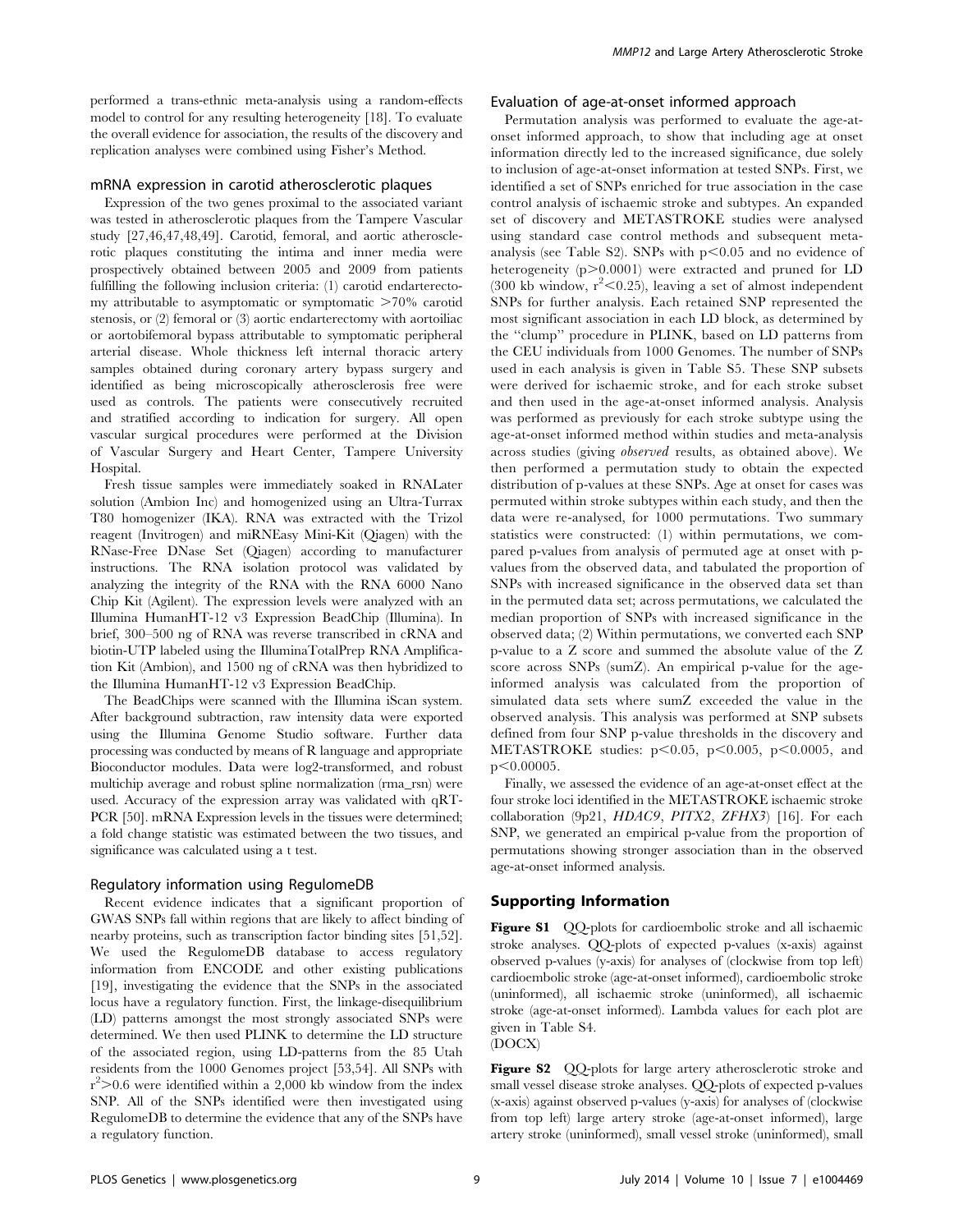performed a trans-ethnic meta-analysis using a random-effects model to control for any resulting heterogeneity [18]. To evaluate the overall evidence for association, the results of the discovery and replication analyses were combined using Fisher's Method.

### mRNA expression in carotid atherosclerotic plaques

Expression of the two genes proximal to the associated variant was tested in atherosclerotic plaques from the Tampere Vascular study [27,46,47,48,49]. Carotid, femoral, and aortic atherosclerotic plaques constituting the intima and inner media were prospectively obtained between 2005 and 2009 from patients fulfilling the following inclusion criteria: (1) carotid endarterectomy attributable to asymptomatic or symptomatic >70% carotid stenosis, or (2) femoral or (3) aortic endarterectomy with aortoiliac or aortobifemoral bypass attributable to symptomatic peripheral arterial disease. Whole thickness left internal thoracic artery samples obtained during coronary artery bypass surgery and identified as being microscopically atherosclerosis free were used as controls. The patients were consecutively recruited and stratified according to indication for surgery. All open vascular surgical procedures were performed at the Division of Vascular Surgery and Heart Center, Tampere University Hospital.

Fresh tissue samples were immediately soaked in RNALater solution (Ambion Inc) and homogenized using an Ultra-Turrax T80 homogenizer (IKA). RNA was extracted with the Trizol reagent (Invitrogen) and miRNEasy Mini-Kit (Qiagen) with the RNase-Free DNase Set (Qiagen) according to manufacturer instructions. The RNA isolation protocol was validated by analyzing the integrity of the RNA with the RNA 6000 Nano Chip Kit (Agilent). The expression levels were analyzed with an Illumina HumanHT-12 v3 Expression BeadChip (Illumina). In brief, 300–500 ng of RNA was reverse transcribed in cRNA and biotin-UTP labeled using the IlluminaTotalPrep RNA Amplification Kit (Ambion), and 1500 ng of cRNA was then hybridized to the Illumina HumanHT-12 v3 Expression BeadChip.

The BeadChips were scanned with the Illumina iScan system. After background subtraction, raw intensity data were exported using the Illumina Genome Studio software. Further data processing was conducted by means of R language and appropriate Bioconductor modules. Data were log2-transformed, and robust multichip average and robust spline normalization (rma_rsn) were used. Accuracy of the expression array was validated with qRT-PCR [50]. mRNA Expression levels in the tissues were determined; a fold change statistic was estimated between the two tissues, and significance was calculated using a t test.

### Regulatory information using RegulomeDB

Recent evidence indicates that a significant proportion of GWAS SNPs fall within regions that are likely to affect binding of nearby proteins, such as transcription factor binding sites [51,52]. We used the RegulomeDB database to access regulatory information from ENCODE and other existing publications [19], investigating the evidence that the SNPs in the associated locus have a regulatory function. First, the linkage-disequilibrium (LD) patterns amongst the most strongly associated SNPs were determined. We then used PLINK to determine the LD structure of the associated region, using LD-patterns from the 85 Utah residents from the 1000 Genomes project [53,54]. All SNPs with $r^2>0.6$ were identified within a 2,000 kb window from the index SNP. All of the SNPs identified were then investigated using RegulomeDB to determine the evidence that any of the SNPs have a regulatory function.

### Evaluation of age-at-onset informed approach

Permutation analysis was performed to evaluate the age-at-onset informed approach, to show that including age at onset information directly led to the increased significance, due solely to inclusion of age-at-onset information at tested SNPs. First, we identified a set of SNPs enriched for true association in the case control analysis of ischaemic stroke and subtypes. An expanded set of discovery and METASTROKE studies were analysed using standard case control methods and subsequent meta-analysis (see Table S2). SNPs with $p<0.05$ and no evidence of heterogeneity ($p>0.0001$) were extracted and pruned for LD (300 kb window, $r^2<0.25$), leaving a set of almost independent SNPs for further analysis. Each retained SNP represented the most significant association in each LD block, as determined by the "clump" procedure in PLINK, based on LD patterns from the CEU individuals from 1000 Genomes. The number of SNPs used in each analysis is given in Table S5. These SNP subsets were derived for ischaemic stroke, and for each stroke subset and then used in the age-at-onset informed analysis. Analysis was performed as previously for each stroke subtype using the age-at-onset informed method within studies and meta-analysis across studies (giving *observed* results, as obtained above). We then performed a permutation study to obtain the expected distribution of p-values at these SNPs. Age at onset for cases was permuted within stroke subtypes within each study, and then the data were re-analysed, for 1000 permutations. Two summary statistics were constructed: (1) within permutations, we compared p-values from analysis of permuted age at onset with p-values from the observed data, and tabulated the proportion of SNPs with increased significance in the observed data set than in the permuted data set; across permutations, we calculated the median proportion of SNPs with increased significance in the observed data; (2) Within permutations, we converted each SNP p-value to a Z score and summed the absolute value of the Z score across SNPs (sumZ). An empirical p-value for the age-informed analysis was calculated from the proportion of simulated data sets where sumZ exceeded the value in the observed analysis. This analysis was performed at SNP subsets defined from four SNP p-value thresholds in the discovery and METASTROKE studies: $p<0.05$, $p<0.005$, $p<0.0005$, and $p<0.00005$.

Finally, we assessed the evidence of an age-at-onset effect at the four stroke loci identified in the METASTROKE ischaemic stroke collaboration (9p21, *HDAC9*, *PITX2*, *ZFHX3*) [16]. For each SNP, we generated an empirical p-value from the proportion of permutations showing stronger association than in the observed age-at-onset informed analysis.

## Supporting Information

**Figure S1** QQ-plots for cardioembolic stroke and all ischaemic stroke analyses. QQ-plots of expected p-values (x-axis) against observed p-values (y-axis) for analyses of (clockwise from top left) cardioembolic stroke (age-at-onset informed), cardioembolic stroke (uninformed), all ischaemic stroke (uninformed), all ischaemic stroke (age-at-onset informed). Lambda values for each plot are given in Table S4.
(DOCX)

**Figure S2** QQ-plots for large artery atherosclerotic stroke and small vessel disease stroke analyses. QQ-plots of expected p-values (x-axis) against observed p-values (y-axis) for analyses of (clockwise from top left) large artery stroke (age-at-onset informed), large artery stroke (uninformed), small vessel stroke (uninformed), small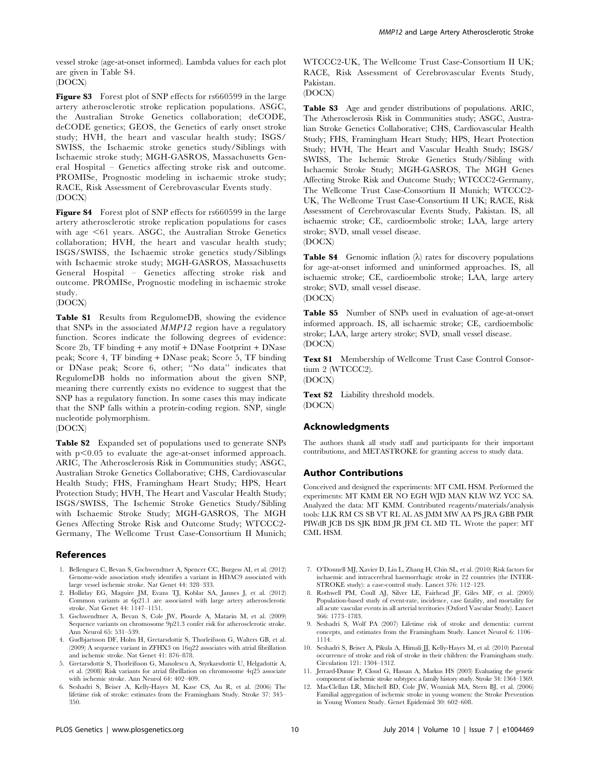vessel stroke (age-at-onset informed). Lambda values for each plot are given in Table S4.
(DOCX)

**Figure S3** Forest plot of SNP effects for rs660599 in the large artery atherosclerotic stroke replication populations. ASGC, the Australian Stroke Genetics collaboration; deCODE, deCODE genetics; GEOS, the Genetics of early onset stroke study; HVH, the heart and vascular health study; ISGS/SWISS, the Ischaemic stroke genetics study/Siblings with Ischaemic stroke study; MGH-GASROS, Massachusetts General Hospital – Genetics affecting stroke risk and outcome. PROMISe, Prognostic modeling in ischaemic stroke study; RACE, Risk Assessment of Cerebrovascular Events study.
(DOCX)

**Figure S4** Forest plot of SNP effects for rs660599 in the large artery atherosclerotic stroke replication populations for cases with age <61 years. ASGC, the Australian Stroke Genetics collaboration; HVH, the heart and vascular health study; ISGS/SWISS, the Ischaemic stroke genetics study/Siblings with Ischaemic stroke study; MGH-GASROS, Massachusetts General Hospital – Genetics affecting stroke risk and outcome. PROMISe, Prognostic modeling in ischaemic stroke study.
(DOCX)

**Table S1** Results from RegulomeDB, showing the evidence that SNPs in the associated *MMP12* region have a regulatory function. Scores indicate the following degrees of evidence: Score 2b, TF binding + any motif + DNase Footprint + DNase peak; Score 4, TF binding + DNase peak; Score 5, TF binding or DNase peak; Score 6, other; "No data" indicates that RegulomeDB holds no information about the given SNP, meaning there currently exists no evidence to suggest that the SNP has a regulatory function. In some cases this may indicate that the SNP falls within a protein-coding region. SNP, single nucleotide polymorphism.
(DOCX)

**Table S2** Expanded set of populations used to generate SNPs with $p<0.05$ to evaluate the age-at-onset informed approach. ARIC, The Atherosclerosis Risk in Communities study; ASGC, Australian Stroke Genetics Collaborative; CHS, Cardiovascular Health Study; FHS, Framingham Heart Study; HPS, Heart Protection Study; HVH, The Heart and Vascular Health Study; ISGS/SWISS, The Ischemic Stroke Genetics Study/Sibling with Ischaemic Stroke Study; MGH-GASROS, The MGH Genes Affecting Stroke Risk and Outcome Study; WTCCC2-Germany, The Wellcome Trust Case-Consortium II Munich; WTCCC2-UK, The Wellcome Trust Case-Consortium II UK; RACE, Risk Assessment of Cerebrovascular Events Study, Pakistan.
(DOCX)

**Table S3** Age and gender distributions of populations. ARIC, The Atherosclerosis Risk in Communities study; ASGC, Australian Stroke Genetics Collaborative; CHS, Cardiovascular Health Study; FHS, Framingham Heart Study; HPS, Heart Protection Study; HVH, The Heart and Vascular Health Study; ISGS/SWISS, The Ischemic Stroke Genetics Study/Sibling with Ischaemic Stroke Study; MGH-GASROS, The MGH Genes Affecting Stroke Risk and Outcome Study; WTCCC2-Germany, The Wellcome Trust Case-Consortium II Munich; WTCCC2-UK, The Wellcome Trust Case-Consortium II UK; RACE, Risk Assessment of Cerebrovascular Events Study, Pakistan. IS, all ischaemic stroke; CE, cardioembolic stroke; LAA, large artery stroke; SVD, small vessel disease.
(DOCX)

**Table S4** Genomic inflation ($\lambda$) rates for discovery populations for age-at-onset informed and uninformed approaches. IS, all ischaemic stroke; CE, cardioembolic stroke; LAA, large artery stroke; SVD, small vessel disease.
(DOCX)

**Table S5** Number of SNPs used in evaluation of age-at-onset informed approach. IS, all ischaemic stroke; CE, cardioembolic stroke; LAA, large artery stroke; SVD, small vessel disease.
(DOCX)

**Text S1** Membership of Wellcome Trust Case Control Consortium 2 (WTCCC2).
(DOCX)

**Text S2** Liability threshold models.
(DOCX)

## Acknowledgments

The authors thank all study staff and participants for their important contributions, and METASTROKE for granting access to study data.

## Author Contributions

Conceived and designed the experiments: MT CML HSM. Performed the experiments: MT KMM ER NO EGH WJD MAN KLW WZ YCC SA. Analyzed the data: MT KMM. Contributed reagents/materials/analysis tools: LLK RM CS SB VT RL AL AS JMM MW AA PS JRA GBB PMR PIWdB JCB DS SJK BDM JR JFM CL MD TL. Wrote the paper: MT CML HSM.

## References

1. Bellenguez C, Bevan S, Gschwendtner A, Spencer CC, Burgess AI, et al. (2012) Genome-wide association study identifies a variant in HDAC9 associated with large vessel ischemic stroke. Nat Genet 44: 328–333.
2. Holliday EG, Maguire JM, Evans TJ, Koblar SA, Jannes J, et al. (2012) Common variants at 6p21.1 are associated with large artery atherosclerotic stroke. Nat Genet 44: 1147–1151.
3. Gschwendtner A, Bevan S, Cole JW, Plourde A, Matarin M, et al. (2009) Sequence variants on chromosome 9p21.3 confer risk for atherosclerotic stroke. Ann Neurol 65: 531–539.
4. Gudbjartsson DF, Holm H, Gretarsdottir S, Thorleifsson G, Walters GB, et al. (2009) A sequence variant in ZFHX3 on 16q22 associates with atrial fibrillation and ischemic stroke. Nat Genet 41: 876–878.
5. Gretarsdottir S, Thorleifsson G, Manolescu A, Styrkarsdottir U, Helgadottir A, et al. (2008) Risk variants for atrial fibrillation on chromosome 4q25 associate with ischemic stroke. Ann Neurol 64: 402–409.
6. Seshadri S, Beiser A, Kelly-Hayes M, Kase CS, Au R, et al. (2006) The lifetime risk of stroke: estimates from the Framingham Study. Stroke 37: 345–350.
7. O'Donnell MJ, Xavier D, Liu L, Zhang H, Chin SL, et al. (2010) Risk factors for ischaemic and intracerebral haemorrhagic stroke in 22 countries (the INTERSTROKE study): a case-control study. Lancet 376: 112–123.
8. Rothwell PM, Coull AJ, Silver LE, Fairhead JF, Giles MF, et al. (2005) Population-based study of event-rate, incidence, case fatality, and mortality for all acute vascular events in all arterial territories (Oxford Vascular Study). Lancet 366: 1773–1783.
9. Seshadri S, Wolf PA (2007) Lifetime risk of stroke and dementia: current concepts, and estimates from the Framingham Study. Lancet Neurol 6: 1106–1114.
10. Seshadri S, Beiser A, Pikula A, Himali JJ, Kelly-Hayes M, et al. (2010) Parental occurrence of stroke and risk of stroke in their children: the Framingham study. Circulation 121: 1304–1312.
11. Jerrard-Dunne P, Cloud G, Hassan A, Markus HS (2003) Evaluating the genetic component of ischemic stroke subtypes: a family history study. Stroke 34: 1364–1369.
12. MacClellan LR, Mitchell BD, Cole JW, Wozniak MA, Stern BJ, et al. (2006) Familial aggregation of ischemic stroke in young women: the Stroke Prevention in Young Women Study. Genet Epidemiol 30: 602–608.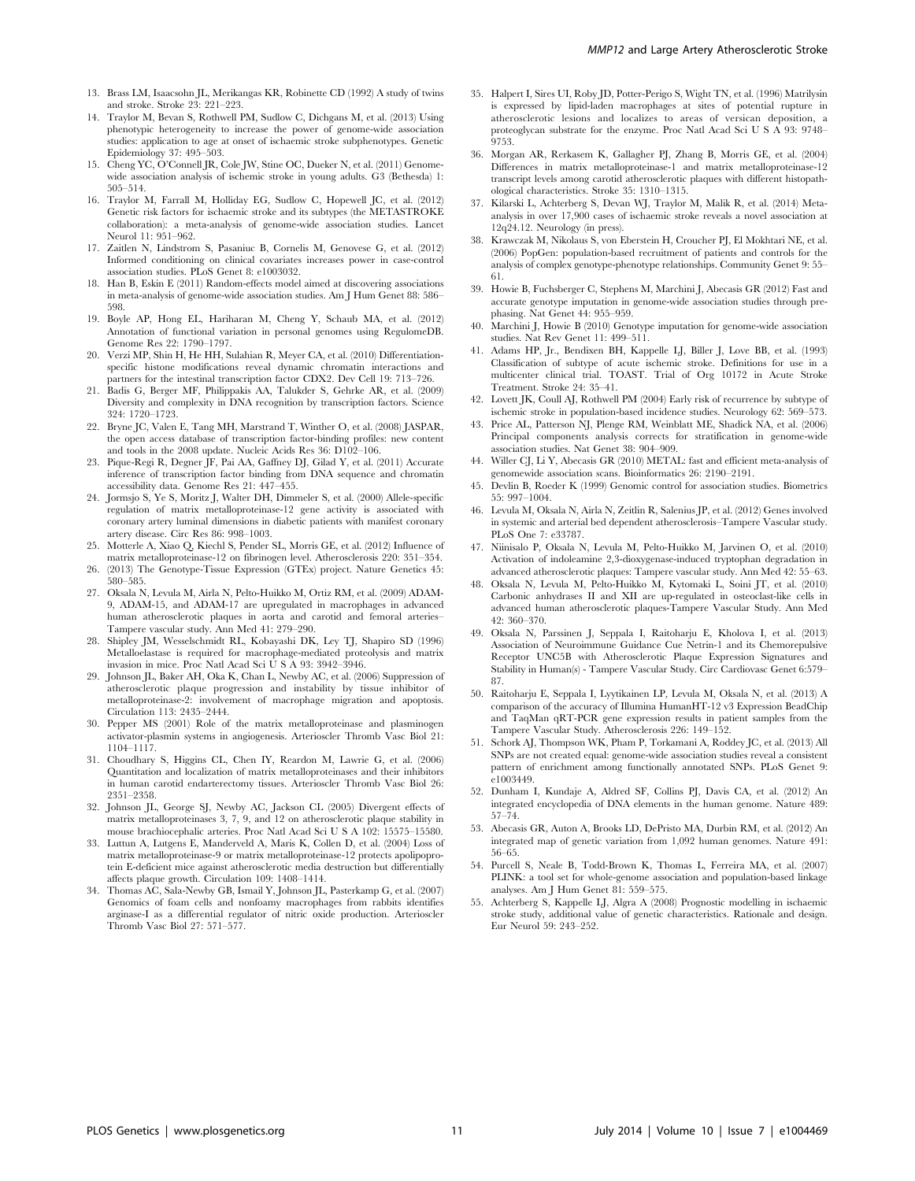13. Brass LM, Isaacsohn JL, Merikangas KR, Robinette CD (1992) A study of twins and stroke. Stroke 23: 221–223.
14. Traylor M, Bevan S, Rothwell PM, Sudlow C, Dichgans M, et al. (2013) Using phenotypic heterogeneity to increase the power of genome-wide association studies: application to age at onset of ischaemic stroke subphenotypes. Genetic Epidemiology 37: 495–503.
15. Cheng YC, O'Connell JR, Cole JW, Stine OC, Dueker N, et al. (2011) Genome-wide association analysis of ischemic stroke in young adults. G3 (Bethesda) 1: 505–514.
16. Traylor M, Farrall M, Holliday EG, Sudlow C, Hopewell JC, et al. (2012) Genetic risk factors for ischaemic stroke and its subtypes (the METASTROKE collaboration): a meta-analysis of genome-wide association studies. Lancet Neurol 11: 951–962.
17. Zaitlen N, Lindstrom S, Pasaniuc B, Cornelis M, Genovese G, et al. (2012) Informed conditioning on clinical covariates increases power in case-control association studies. PLoS Genet 8: e1003032.
18. Han B, Eskin E (2011) Random-effects model aimed at discovering associations in meta-analysis of genome-wide association studies. Am J Hum Genet 88: 586–598.
19. Boyle AP, Hong EL, Hariharan M, Cheng Y, Schaub MA, et al. (2012) Annotation of functional variation in personal genomes using RegulomeDB. Genome Res 22: 1790–1797.
20. Verzi MP, Shin H, He HH, Sulahian R, Meyer CA, et al. (2010) Differentiation-specific histone modifications reveal dynamic chromatin interactions and partners for the intestinal transcription factor CDX2. Dev Cell 19: 713–726.
21. Badis G, Berger MF, Philippakis AA, Talukder S, Gehrke AR, et al. (2009) Diversity and complexity in DNA recognition by transcription factors. Science 324: 1720–1723.
22. Bryne JC, Valen E, Tang MH, Marstrand T, Winther O, et al. (2008) JASPAR, the open access database of transcription factor-binding profiles: new content and tools in the 2008 update. Nucleic Acids Res 36: D102–106.
23. Pique-Regi R, Degner JF, Pai AA, Gaffney DJ, Gilad Y, et al. (2011) Accurate inference of transcription factor binding from DNA sequence and chromatin accessibility data. Genome Res 21: 447–455.
24. Jormsjo S, Ye S, Moritz J, Walter DH, Dimmeler S, et al. (2000) Allele-specific regulation of matrix metalloproteinase-12 gene activity is associated with coronary artery luminal dimensions in diabetic patients with manifest coronary artery disease. Circ Res 86: 998–1003.
25. Motterle A, Xiao Q, Kiechl S, Pender SL, Morris GE, et al. (2012) Influence of matrix metalloproteinase-12 on fibrinogen level. Atherosclerosis 220: 351–354.
26. (2013) The Genotype-Tissue Expression (GTEx) project. Nature Genetics 45: 580–585.
27. Oksala N, Levula M, Airla N, Pelto-Huikko M, Ortiz RM, et al. (2009) ADAM-9, ADAM-15, and ADAM-17 are upregulated in macrophages in advanced human atherosclerotic plaques in aorta and carotid and femoral arteries–Tampere vascular study. Ann Med 41: 279–290.
28. Shipley JM, Wesselschmidt RL, Kobayashi DK, Ley TJ, Shapiro SD (1996) Metalloelastase is required for macrophage-mediated proteolysis and matrix invasion in mice. Proc Natl Acad Sci U S A 93: 3942–3946.
29. Johnson JL, Baker AH, Oka K, Chan L, Newby AC, et al. (2006) Suppression of atherosclerotic plaque progression and instability by tissue inhibitor of metalloproteinase-2: involvement of macrophage migration and apoptosis. Circulation 113: 2435–2444.
30. Pepper MS (2001) Role of the matrix metalloproteinase and plasminogen activator-plasmin systems in angiogenesis. Arterioscler Thromb Vasc Biol 21: 1104–1117.
31. Choudhary S, Higgins CL, Chen IY, Reardon M, Lawrie G, et al. (2006) Quantitation and localization of matrix metalloproteinases and their inhibitors in human carotid endarterectomy tissues. Arterioscler Thromb Vasc Biol 26: 2351–2358.
32. Johnson JL, George SJ, Newby AC, Jackson CL (2005) Divergent effects of matrix metalloproteinases 3, 7, 9, and 12 on atherosclerotic plaque stability in mouse brachiocephalic arteries. Proc Natl Acad Sci U S A 102: 15575–15580.
33. Luttun A, Lutgens E, Manderveld A, Maris K, Collen D, et al. (2004) Loss of matrix metalloproteinase-9 or matrix metalloproteinase-12 protects apolipoprotein E-deficient mice against atherosclerotic media destruction but differentially affects plaque growth. Circulation 109: 1408–1414.
34. Thomas AC, Sala-Newby GB, Ismail Y, Johnson JL, Pasterkamp G, et al. (2007) Genomics of foam cells and nonfoamy macrophages from rabbits identifies arginase-I as a differential regulator of nitric oxide production. Arterioscler Thromb Vasc Biol 27: 571–577.
35. Halpert I, Sires UI, Roby JD, Potter-Perigo S, Wight TN, et al. (1996) Matrilysin is expressed by lipid-laden macrophages at sites of potential rupture in atherosclerotic lesions and localizes to areas of versican deposition, a proteoglycan substrate for the enzyme. Proc Natl Acad Sci U S A 93: 9748–9753.
36. Morgan AR, Rerkasem K, Gallagher PJ, Zhang B, Morris GE, et al. (2004) Differences in matrix metalloproteinase-1 and matrix metalloproteinase-12 transcript levels among carotid atherosclerotic plaques with different histopathological characteristics. Stroke 35: 1310–1315.
37. Kilarski L, Achterberg S, Devan WJ, Traylor M, Malik R, et al. (2014) Meta-analysis in over 17,900 cases of ischaemic stroke reveals a novel association at 12q24.12. Neurology (in press).
38. Krawczak M, Nikolaus S, von Eberstein H, Croucher PJ, El Mokhtari NE, et al. (2006) PopGen: population-based recruitment of patients and controls for the analysis of complex genotype-phenotype relationships. Community Genet 9: 55–61.
39. Howie B, Fuchsberger C, Stephens M, Marchini J, Abecasis GR (2012) Fast and accurate genotype imputation in genome-wide association studies through pre-phasing. Nat Genet 44: 955–959.
40. Marchini J, Howie B (2010) Genotype imputation for genome-wide association studies. Nat Rev Genet 11: 499–511.
41. Adams HP, Jr., Bendixen BH, Kappelle LJ, Biller J, Love BB, et al. (1993) Classification of subtype of acute ischemic stroke. Definitions for use in a multicenter clinical trial. TOAST. Trial of Org 10172 in Acute Stroke Treatment. Stroke 24: 35–41.
42. Lovett JK, Coull AJ, Rothwell PM (2004) Early risk of recurrence by subtype of ischemic stroke in population-based incidence studies. Neurology 62: 569–573.
43. Price AL, Patterson NJ, Plenge RM, Weinblatt ME, Shadick NA, et al. (2006) Principal components analysis corrects for stratification in genome-wide association studies. Nat Genet 38: 904–909.
44. Willer CJ, Li Y, Abecasis GR (2010) METAL: fast and efficient meta-analysis of genomewide association scans. Bioinformatics 26: 2190–2191.
45. Devlin B, Roeder K (1999) Genomic control for association studies. Biometrics 55: 997–1004.
46. Levula M, Oksala N, Airla N, Zeitlin R, Salenius JP, et al. (2012) Genes involved in systemic and arterial bed dependent atherosclerosis–Tampere Vascular study. PLoS One 7: e33787.
47. Niinisalo P, Oksala N, Levula M, Pelto-Huikko M, Jarvinen O, et al. (2010) Activation of indoleamine 2,3-dioxygenase-induced tryptophan degradation in advanced atherosclerotic plaques: Tampere vascular study. Ann Med 42: 55–63.
48. Oksala N, Levula M, Pelto-Huikko M, Kytomaki L, Soini JT, et al. (2010) Carbonic anhydrases II and XII are up-regulated in osteoclast-like cells in advanced human atherosclerotic plaques-Tampere Vascular Study. Ann Med 42: 360–370.
49. Oksala N, Parssinen J, Seppala I, Raitoharju E, Kholova I, et al. (2013) Association of Neuroimmune Guidance Cue Netrin-1 and its Chemorepulsive Receptor UNC5B with Atherosclerotic Plaque Expression Signatures and Stability in Human(s) - Tampere Vascular Study. Circ Cardiovasc Genet 6:579–87.
50. Raitoharju E, Seppala I, Lyytikainen LP, Levula M, Oksala N, et al. (2013) A comparison of the accuracy of Illumina HumanHT-12 v3 Expression BeadChip and TaqMan qRT-PCR gene expression results in patient samples from the Tampere Vascular Study. Atherosclerosis 226: 149–152.
51. Schork AJ, Thompson WK, Pham P, Torkamani A, Roddey JC, et al. (2013) All SNPs are not created equal: genome-wide association studies reveal a consistent pattern of enrichment among functionally annotated SNPs. PLoS Genet 9: e1003449.
52. Dunham I, Kundaje A, Aldred SF, Collins PJ, Davis CA, et al. (2012) An integrated encyclopedia of DNA elements in the human genome. Nature 489: 57–74.
53. Abecasis GR, Auton A, Brooks LD, DePristo MA, Durbin RM, et al. (2012) An integrated map of genetic variation from 1,092 human genomes. Nature 491: 56–65.
54. Purcell S, Neale B, Todd-Brown K, Thomas L, Ferreira MA, et al. (2007) PLINK: a tool set for whole-genome association and population-based linkage analyses. Am J Hum Genet 81: 559–575.
55. Achterberg S, Kappelle LJ, Algra A (2008) Prognostic modelling in ischaemic stroke study, additional value of genetic characteristics. Rationale and design. Eur Neurol 59: 243–252.